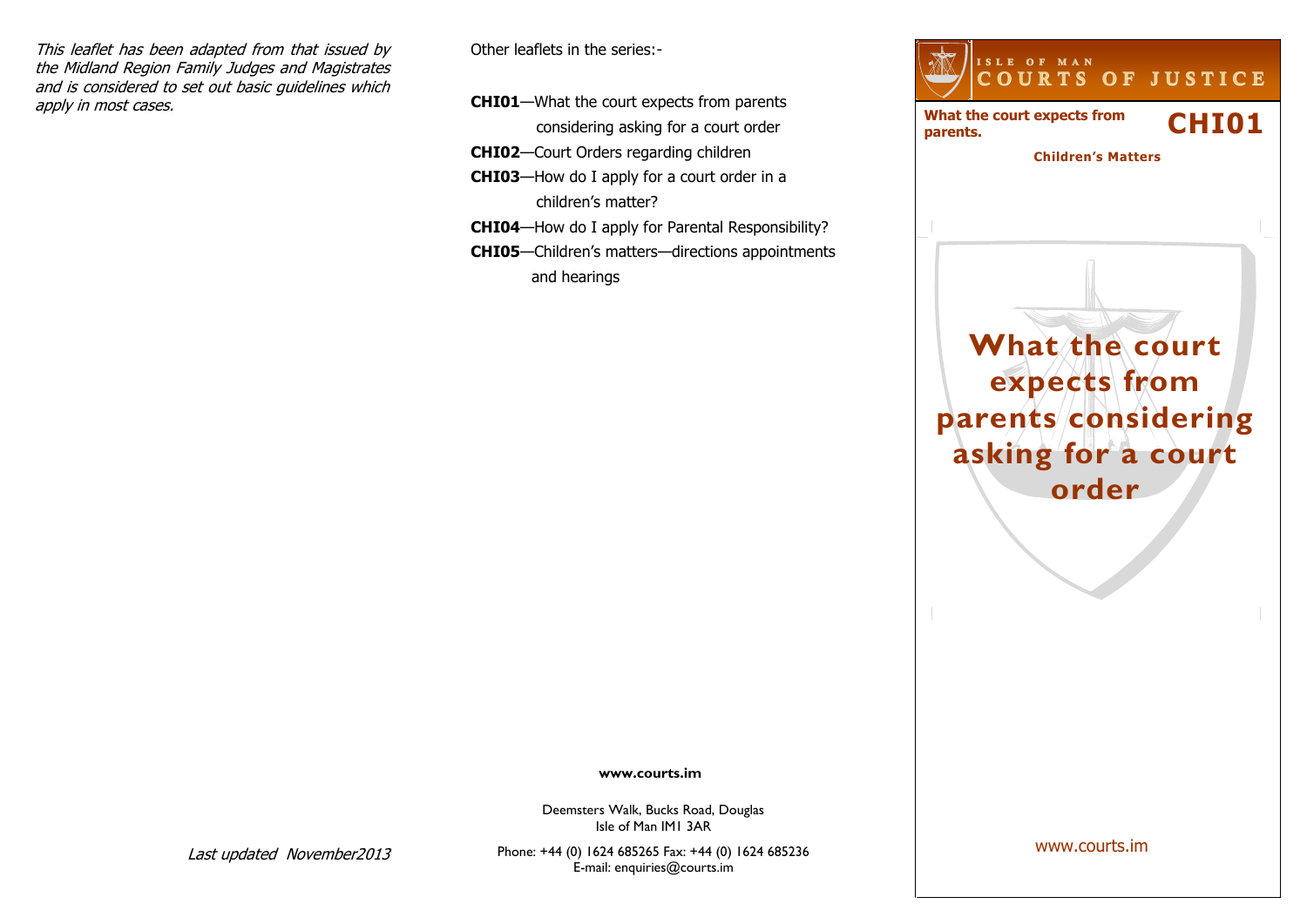*This leaflet has been adapted from that issued by the Midland Region Family Judges and Magistrates and is considered to set out basic guidelines which apply in most cases.*

*Last updated November2013*

Other leaflets in the series:-

**CHI01**—What the court expects from parents considering asking for a court order

**CHI02**—Court Orders regarding children

**CHI03**—How do I apply for a court order in a children's matter?

**CHI04**—How do I apply for Parental Responsibility?

**CHI05**—Children's matters—directions appointments and hearings

**www.courts.im**

Deemsters Walk, Bucks Road, Douglas
Isle of Man IM1 3AR

Phone: +44 (0) 1624 685265 Fax: +44 (0) 1624 685236
E-mail: enquiries@courts.im

ISLE OF MAN
COURTS OF JUSTICE

**What the court expects from parents.** **CHI01**

**Children's Matters**

# What the court expects from parents considering asking for a court order

www.courts.im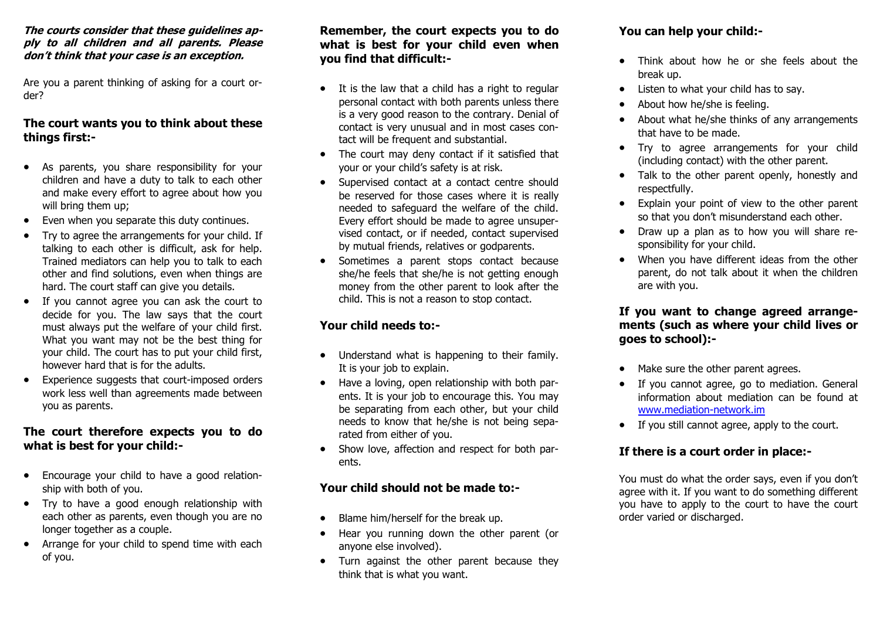***The courts consider that these guidelines apply to all children and all parents. Please don't think that your case is an exception.***

Are you a parent thinking of asking for a court order?

## The court wants you to think about these things first:-

- As parents, you share responsibility for your children and have a duty to talk to each other and make every effort to agree about how you will bring them up;
- Even when you separate this duty continues.
- Try to agree the arrangements for your child. If talking to each other is difficult, ask for help. Trained mediators can help you to talk to each other and find solutions, even when things are hard. The court staff can give you details.
- If you cannot agree you can ask the court to decide for you. The law says that the court must always put the welfare of your child first. What you want may not be the best thing for your child. The court has to put your child first, however hard that is for the adults.
- Experience suggests that court-imposed orders work less well than agreements made between you as parents.

## The court therefore expects you to do what is best for your child:-

- Encourage your child to have a good relationship with both of you.
- Try to have a good enough relationship with each other as parents, even though you are no longer together as a couple.
- Arrange for your child to spend time with each of you.

## Remember, the court expects you to do what is best for your child even when you find that difficult:-

- It is the law that a child has a right to regular personal contact with both parents unless there is a very good reason to the contrary. Denial of contact is very unusual and in most cases contact will be frequent and substantial.
- The court may deny contact if it satisfied that your or your child's safety is at risk.
- Supervised contact at a contact centre should be reserved for those cases where it is really needed to safeguard the welfare of the child. Every effort should be made to agree unsupervised contact, or if needed, contact supervised by mutual friends, relatives or godparents.
- Sometimes a parent stops contact because she/he feels that she/he is not getting enough money from the other parent to look after the child. This is not a reason to stop contact.

## Your child needs to:-

- Understand what is happening to their family. It is your job to explain.
- Have a loving, open relationship with both parents. It is your job to encourage this. You may be separating from each other, but your child needs to know that he/she is not being separated from either of you.
- Show love, affection and respect for both parents.

## Your child should not be made to:-

- Blame him/herself for the break up.
- Hear you running down the other parent (or anyone else involved).
- Turn against the other parent because they think that is what you want.

## You can help your child:-

- Think about how he or she feels about the break up.
- Listen to what your child has to say.
- About how he/she is feeling.
- About what he/she thinks of any arrangements that have to be made.
- Try to agree arrangements for your child (including contact) with the other parent.
- Talk to the other parent openly, honestly and respectfully.
- Explain your point of view to the other parent so that you don't misunderstand each other.
- Draw up a plan as to how you will share responsibility for your child.
- When you have different ideas from the other parent, do not talk about it when the children are with you.

## If you want to change agreed arrangements (such as where your child lives or goes to school):-

- Make sure the other parent agrees.
- If you cannot agree, go to mediation. General information about mediation can be found at www.mediation-network.im
- If you still cannot agree, apply to the court.

## If there is a court order in place:-

You must do what the order says, even if you don't agree with it. If you want to do something different you have to apply to the court to have the court order varied or discharged.